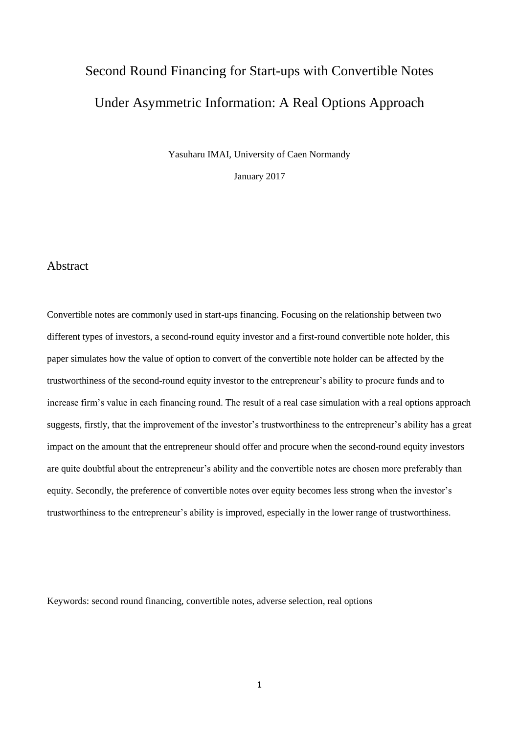# Second Round Financing for Start-ups with Convertible Notes Under Asymmetric Information: A Real Options Approach

Yasuharu IMAI, University of Caen Normandy

January 2017

## Abstract

Convertible notes are commonly used in start-ups financing. Focusing on the relationship between two different types of investors, a second-round equity investor and a first-round convertible note holder, this paper simulates how the value of option to convert of the convertible note holder can be affected by the trustworthiness of the second-round equity investor to the entrepreneur's ability to procure funds and to increase firm's value in each financing round. The result of a real case simulation with a real options approach suggests, firstly, that the improvement of the investor's trustworthiness to the entrepreneur's ability has a great impact on the amount that the entrepreneur should offer and procure when the second-round equity investors are quite doubtful about the entrepreneur's ability and the convertible notes are chosen more preferably than equity. Secondly, the preference of convertible notes over equity becomes less strong when the investor's trustworthiness to the entrepreneur's ability is improved, especially in the lower range of trustworthiness.

Keywords: second round financing, convertible notes, adverse selection, real options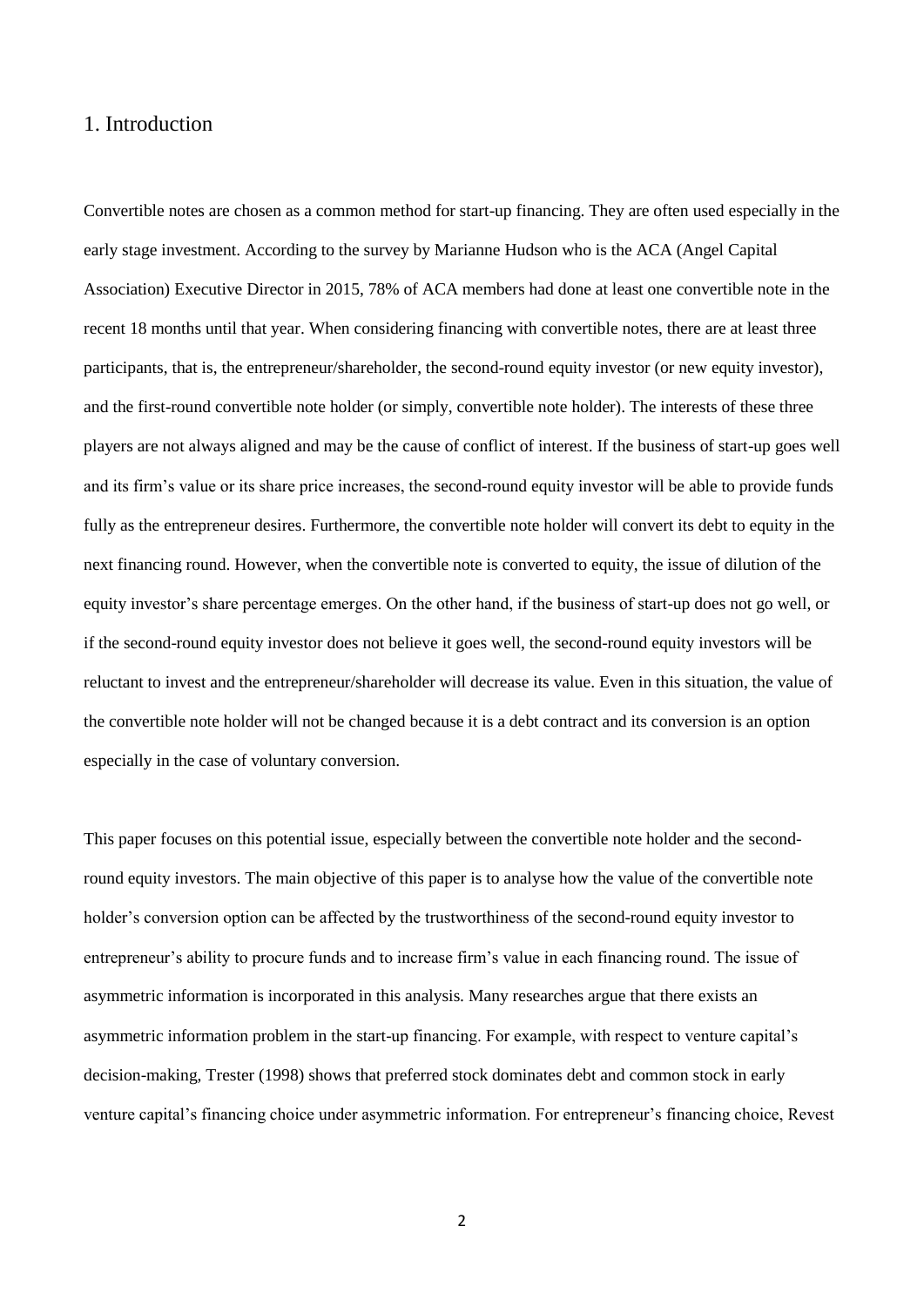## 1. Introduction

Convertible notes are chosen as a common method for start-up financing. They are often used especially in the early stage investment. According to the survey by Marianne Hudson who is the ACA (Angel Capital Association) Executive Director in 2015, 78% of ACA members had done at least one convertible note in the recent 18 months until that year. When considering financing with convertible notes, there are at least three participants, that is, the entrepreneur/shareholder, the second-round equity investor (or new equity investor), and the first-round convertible note holder (or simply, convertible note holder). The interests of these three players are not always aligned and may be the cause of conflict of interest. If the business of start-up goes well and its firm's value or its share price increases, the second-round equity investor will be able to provide funds fully as the entrepreneur desires. Furthermore, the convertible note holder will convert its debt to equity in the next financing round. However, when the convertible note is converted to equity, the issue of dilution of the equity investor's share percentage emerges. On the other hand, if the business of start-up does not go well, or if the second-round equity investor does not believe it goes well, the second-round equity investors will be reluctant to invest and the entrepreneur/shareholder will decrease its value. Even in this situation, the value of the convertible note holder will not be changed because it is a debt contract and its conversion is an option especially in the case of voluntary conversion.

This paper focuses on this potential issue, especially between the convertible note holder and the second-round equity investors. The main objective of this paper is to analyse how the value of the convertible note holder's conversion option can be affected by the trustworthiness of the second-round equity investor to entrepreneur's ability to procure funds and to increase firm's value in each financing round. The issue of asymmetric information is incorporated in this analysis. Many researches argue that there exists an asymmetric information problem in the start-up financing. For example, with respect to venture capital's decision-making, Trester (1998) shows that preferred stock dominates debt and common stock in early venture capital's financing choice under asymmetric information. For entrepreneur's financing choice, Revest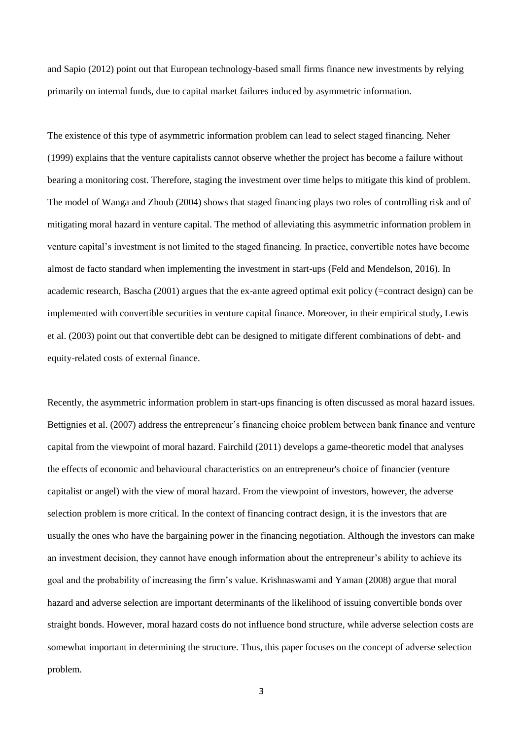and Sapio (2012) point out that European technology-based small firms finance new investments by relying primarily on internal funds, due to capital market failures induced by asymmetric information.

The existence of this type of asymmetric information problem can lead to select staged financing. Neher (1999) explains that the venture capitalists cannot observe whether the project has become a failure without bearing a monitoring cost. Therefore, staging the investment over time helps to mitigate this kind of problem. The model of Wanga and Zhoub (2004) shows that staged financing plays two roles of controlling risk and of mitigating moral hazard in venture capital. The method of alleviating this asymmetric information problem in venture capital's investment is not limited to the staged financing. In practice, convertible notes have become almost de facto standard when implementing the investment in start-ups (Feld and Mendelson, 2016). In academic research, Bascha (2001) argues that the ex-ante agreed optimal exit policy (=contract design) can be implemented with convertible securities in venture capital finance. Moreover, in their empirical study, Lewis et al. (2003) point out that convertible debt can be designed to mitigate different combinations of debt- and equity-related costs of external finance.

Recently, the asymmetric information problem in start-ups financing is often discussed as moral hazard issues. Bettignies et al. (2007) address the entrepreneur's financing choice problem between bank finance and venture capital from the viewpoint of moral hazard. Fairchild (2011) develops a game-theoretic model that analyses the effects of economic and behavioural characteristics on an entrepreneur's choice of financier (venture capitalist or angel) with the view of moral hazard. From the viewpoint of investors, however, the adverse selection problem is more critical. In the context of financing contract design, it is the investors that are usually the ones who have the bargaining power in the financing negotiation. Although the investors can make an investment decision, they cannot have enough information about the entrepreneur's ability to achieve its goal and the probability of increasing the firm's value. Krishnaswami and Yaman (2008) argue that moral hazard and adverse selection are important determinants of the likelihood of issuing convertible bonds over straight bonds. However, moral hazard costs do not influence bond structure, while adverse selection costs are somewhat important in determining the structure. Thus, this paper focuses on the concept of adverse selection problem.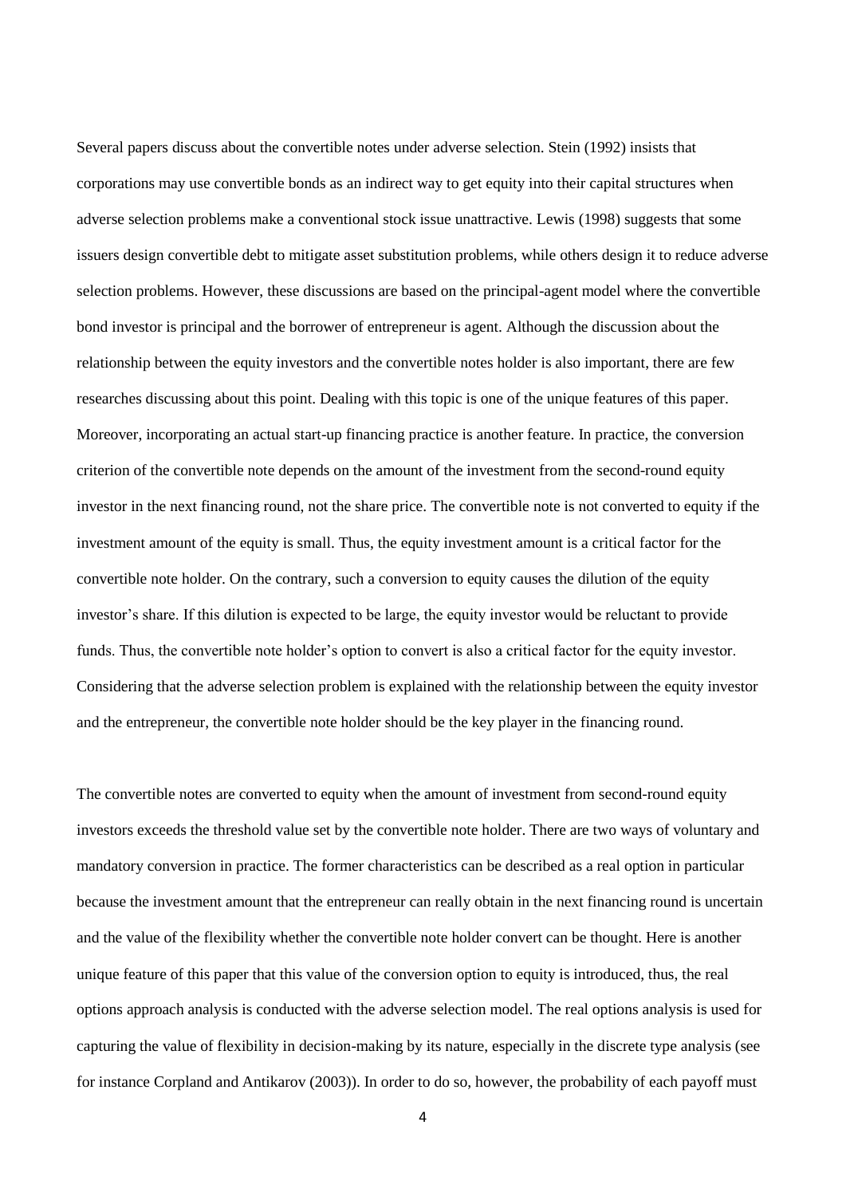Several papers discuss about the convertible notes under adverse selection. Stein (1992) insists that corporations may use convertible bonds as an indirect way to get equity into their capital structures when adverse selection problems make a conventional stock issue unattractive. Lewis (1998) suggests that some issuers design convertible debt to mitigate asset substitution problems, while others design it to reduce adverse selection problems. However, these discussions are based on the principal-agent model where the convertible bond investor is principal and the borrower of entrepreneur is agent. Although the discussion about the relationship between the equity investors and the convertible notes holder is also important, there are few researches discussing about this point. Dealing with this topic is one of the unique features of this paper. Moreover, incorporating an actual start-up financing practice is another feature. In practice, the conversion criterion of the convertible note depends on the amount of the investment from the second-round equity investor in the next financing round, not the share price. The convertible note is not converted to equity if the investment amount of the equity is small. Thus, the equity investment amount is a critical factor for the convertible note holder. On the contrary, such a conversion to equity causes the dilution of the equity investor's share. If this dilution is expected to be large, the equity investor would be reluctant to provide funds. Thus, the convertible note holder's option to convert is also a critical factor for the equity investor. Considering that the adverse selection problem is explained with the relationship between the equity investor and the entrepreneur, the convertible note holder should be the key player in the financing round.

The convertible notes are converted to equity when the amount of investment from second-round equity investors exceeds the threshold value set by the convertible note holder. There are two ways of voluntary and mandatory conversion in practice. The former characteristics can be described as a real option in particular because the investment amount that the entrepreneur can really obtain in the next financing round is uncertain and the value of the flexibility whether the convertible note holder convert can be thought. Here is another unique feature of this paper that this value of the conversion option to equity is introduced, thus, the real options approach analysis is conducted with the adverse selection model. The real options analysis is used for capturing the value of flexibility in decision-making by its nature, especially in the discrete type analysis (see for instance Corpland and Antikarov (2003)). In order to do so, however, the probability of each payoff must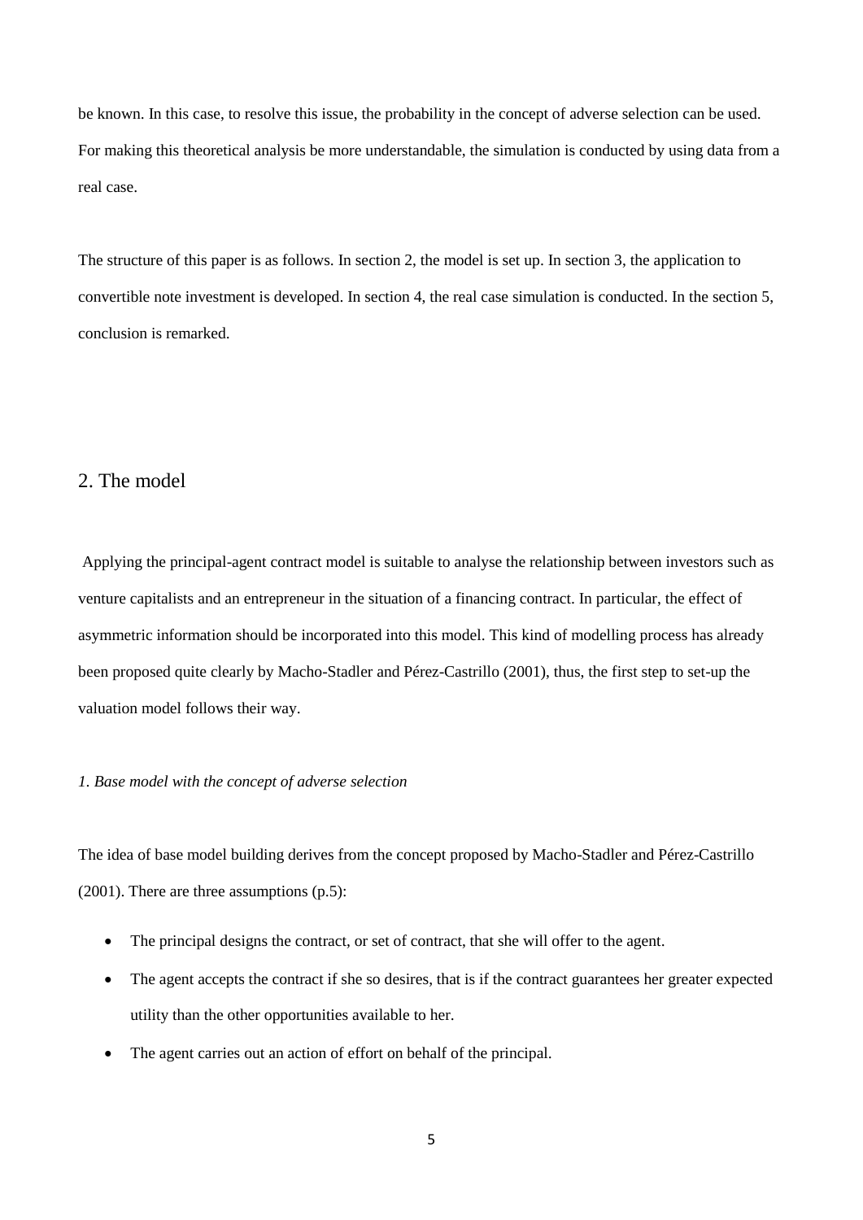be known. In this case, to resolve this issue, the probability in the concept of adverse selection can be used. For making this theoretical analysis be more understandable, the simulation is conducted by using data from a real case.

The structure of this paper is as follows. In section 2, the model is set up. In section 3, the application to convertible note investment is developed. In section 4, the real case simulation is conducted. In the section 5, conclusion is remarked.

## 2. The model

Applying the principal-agent contract model is suitable to analyse the relationship between investors such as venture capitalists and an entrepreneur in the situation of a financing contract. In particular, the effect of asymmetric information should be incorporated into this model. This kind of modelling process has already been proposed quite clearly by Macho-Stadler and Pérez-Castrillo (2001), thus, the first step to set-up the valuation model follows their way.

### *1. Base model with the concept of adverse selection*

The idea of base model building derives from the concept proposed by Macho-Stadler and Pérez-Castrillo (2001). There are three assumptions (p.5):

- The principal designs the contract, or set of contract, that she will offer to the agent.
- The agent accepts the contract if she so desires, that is if the contract guarantees her greater expected utility than the other opportunities available to her.
- The agent carries out an action of effort on behalf of the principal.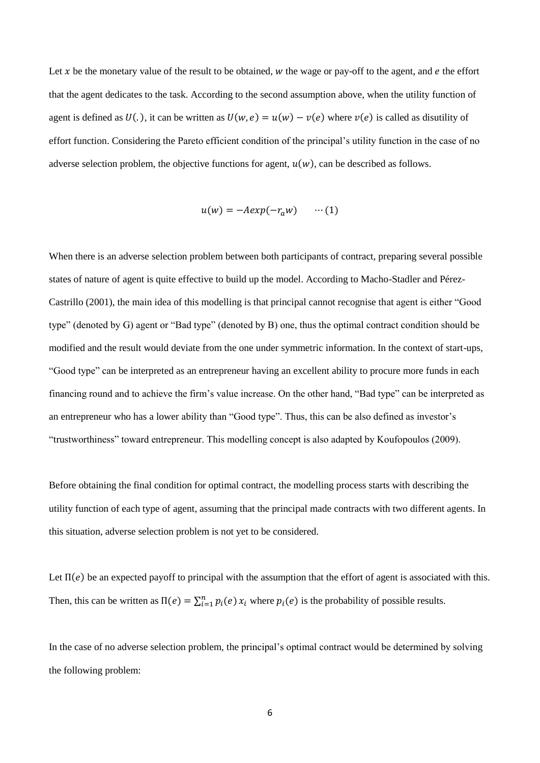Let $x$ be the monetary value of the result to be obtained, $w$ the wage or pay-off to the agent, and $e$ the effort that the agent dedicates to the task. According to the second assumption above, when the utility function of agent is defined as $U(.)$, it can be written as $U(w, e) = u(w) - v(e)$ where $v(e)$ is called as disutility of effort function. Considering the Pareto efficient condition of the principal's utility function in the case of no adverse selection problem, the objective functions for agent, $u(w)$, can be described as follows.

$$u(w) = -A exp(-r_a w) \qquad \cdots (1)$$

When there is an adverse selection problem between both participants of contract, preparing several possible states of nature of agent is quite effective to build up the model. According to Macho-Stadler and Pérez-Castrillo (2001), the main idea of this modelling is that principal cannot recognise that agent is either "Good type" (denoted by G) agent or "Bad type" (denoted by B) one, thus the optimal contract condition should be modified and the result would deviate from the one under symmetric information. In the context of start-ups, "Good type" can be interpreted as an entrepreneur having an excellent ability to procure more funds in each financing round and to achieve the firm's value increase. On the other hand, "Bad type" can be interpreted as an entrepreneur who has a lower ability than "Good type". Thus, this can be also defined as investor's "trustworthiness" toward entrepreneur. This modelling concept is also adapted by Koufopoulos (2009).

Before obtaining the final condition for optimal contract, the modelling process starts with describing the utility function of each type of agent, assuming that the principal made contracts with two different agents. In this situation, adverse selection problem is not yet to be considered.

Let $\Pi(e)$ be an expected payoff to principal with the assumption that the effort of agent is associated with this. Then, this can be written as $\Pi(e) = \sum_{i=1}^{n} p_i(e)\, x_i$ where $p_i(e)$ is the probability of possible results.

In the case of no adverse selection problem, the principal's optimal contract would be determined by solving the following problem: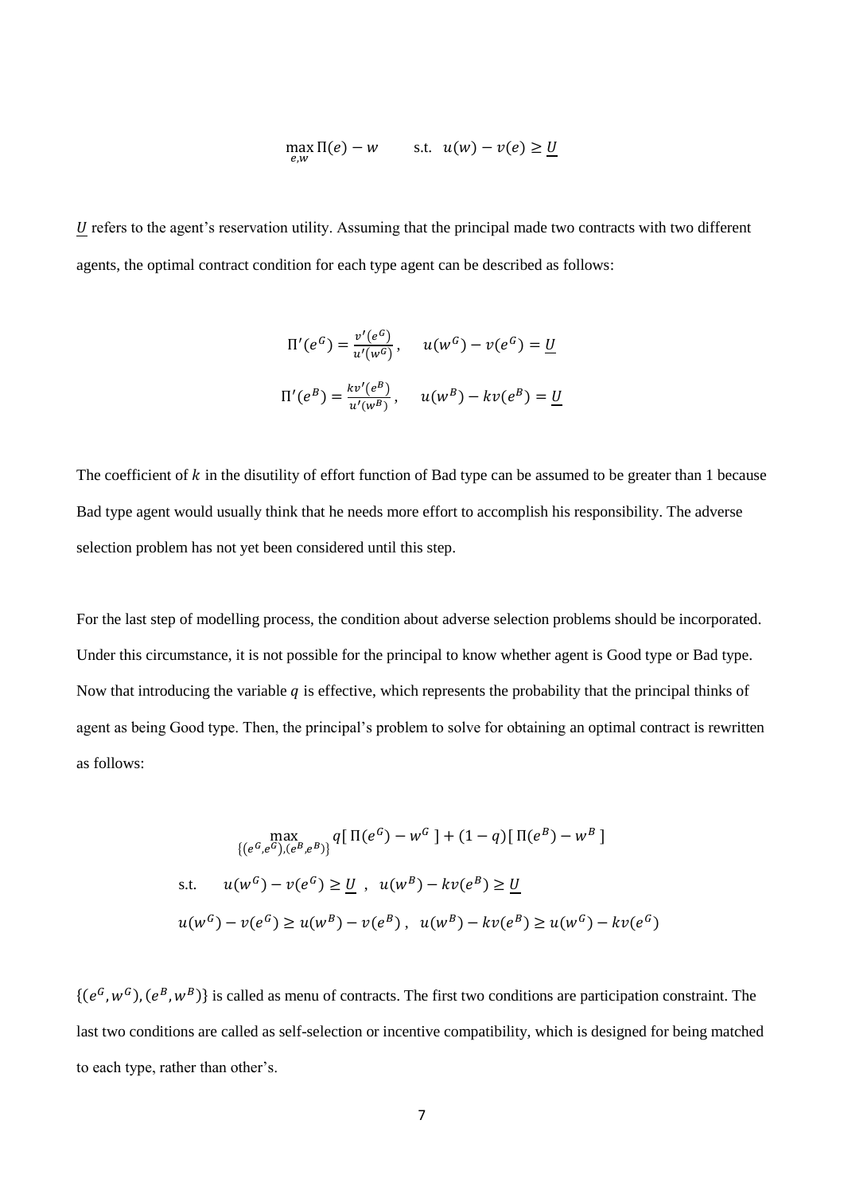$$\max_{e,w} \Pi(e) - w \qquad \text{s.t.} \;\; u(w) - v(e) \geq \underline{U}$$

$\underline{U}$ refers to the agent's reservation utility. Assuming that the principal made two contracts with two different agents, the optimal contract condition for each type agent can be described as follows:

$$\Pi'(e^G) = \frac{v'(e^G)}{u'(w^G)}, \quad u(w^G) - v(e^G) = \underline{U}$$

$$\Pi'(e^B) = \frac{kv'(e^B)}{u'(w^B)}, \quad u(w^B) - kv(e^B) = \underline{U}$$

The coefficient of $k$ in the disutility of effort function of Bad type can be assumed to be greater than 1 because Bad type agent would usually think that he needs more effort to accomplish his responsibility. The adverse selection problem has not yet been considered until this step.

For the last step of modelling process, the condition about adverse selection problems should be incorporated. Under this circumstance, it is not possible for the principal to know whether agent is Good type or Bad type. Now that introducing the variable $q$ is effective, which represents the probability that the principal thinks of agent as being Good type. Then, the principal's problem to solve for obtaining an optimal contract is rewritten as follows:

$$\max_{\{(e^G,e^G),(e^B,e^B)\}} q[\,\Pi(e^G) - w^G\,] + (1-q)[\,\Pi(e^B) - w^B\,]$$

$$\text{s.t.} \quad u(w^G) - v(e^G) \geq \underline{U} \;\;, \;\; u(w^B) - kv(e^B) \geq \underline{U}$$

$$u(w^G) - v(e^G) \geq u(w^B) - v(e^B)\,, \;\; u(w^B) - kv(e^B) \geq u(w^G) - kv(e^G)$$

$\{(e^G, w^G), (e^B, w^B)\}$ is called as menu of contracts. The first two conditions are participation constraint. The last two conditions are called as self-selection or incentive compatibility, which is designed for being matched to each type, rather than other's.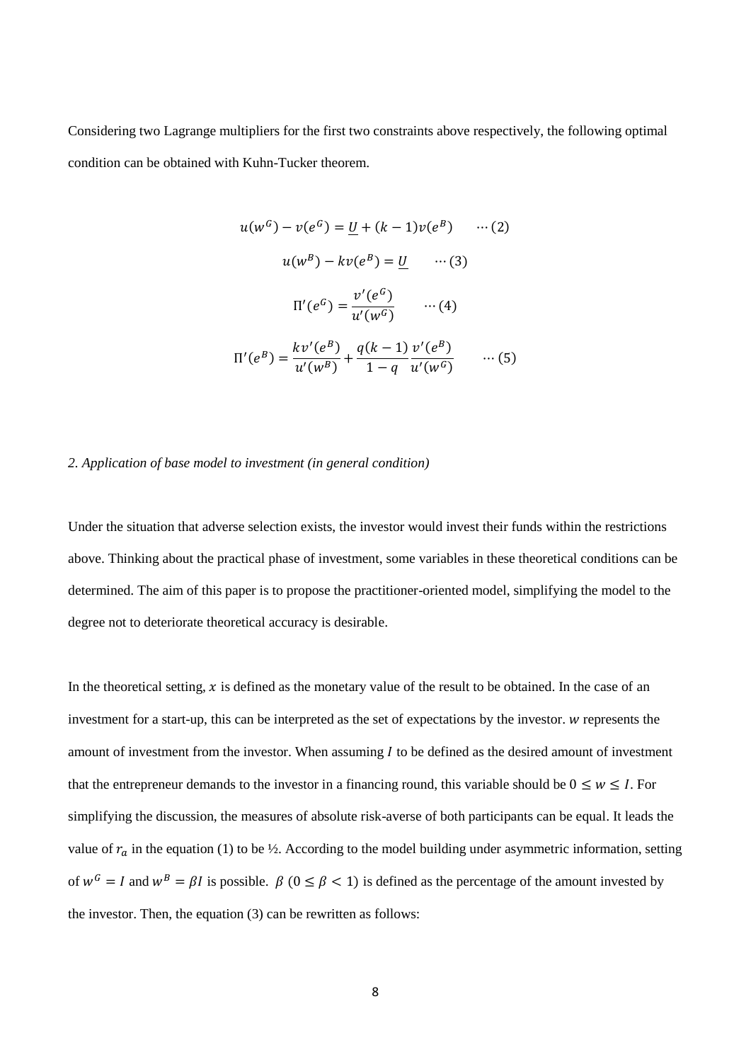Considering two Lagrange multipliers for the first two constraints above respectively, the following optimal condition can be obtained with Kuhn-Tucker theorem.

$$u(w^G) - v(e^G) = \underline{U} + (k-1)v(e^B) \qquad \cdots (2)$$

$$u(w^B) - kv(e^B) = \underline{U} \qquad \cdots (3)$$

$$\Pi'(e^G) = \frac{v'(e^G)}{u'(w^G)} \qquad \cdots (4)$$

$$\Pi'(e^B) = \frac{kv'(e^B)}{u'(w^B)} + \frac{q(k-1)}{1-q}\frac{v'(e^B)}{u'(w^G)} \qquad \cdots (5)$$

*2. Application of base model to investment (in general condition)*

Under the situation that adverse selection exists, the investor would invest their funds within the restrictions above. Thinking about the practical phase of investment, some variables in these theoretical conditions can be determined. The aim of this paper is to propose the practitioner-oriented model, simplifying the model to the degree not to deteriorate theoretical accuracy is desirable.

In the theoretical setting, $x$ is defined as the monetary value of the result to be obtained. In the case of an investment for a start-up, this can be interpreted as the set of expectations by the investor. $w$ represents the amount of investment from the investor. When assuming $I$ to be defined as the desired amount of investment that the entrepreneur demands to the investor in a financing round, this variable should be $0 \leq w \leq I$. For simplifying the discussion, the measures of absolute risk-averse of both participants can be equal. It leads the value of $r_a$ in the equation (1) to be ½. According to the model building under asymmetric information, setting of $w^G = I$ and $w^B = \beta I$ is possible. $\beta$ $(0 \leq \beta < 1)$ is defined as the percentage of the amount invested by the investor. Then, the equation (3) can be rewritten as follows: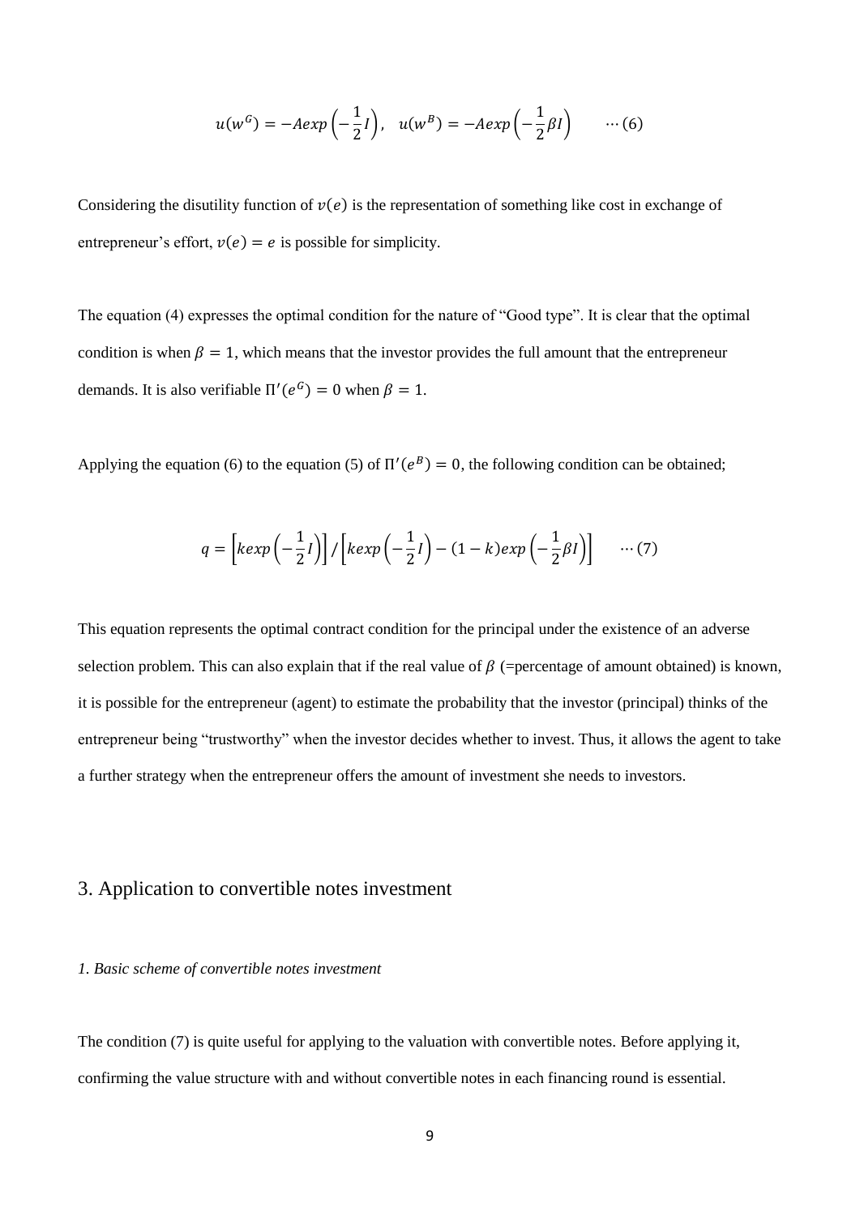$$u(w^G) = -Aexp\left(-\frac{1}{2}I\right), \quad u(w^B) = -Aexp\left(-\frac{1}{2}\beta I\right) \qquad \cdots (6)$$

Considering the disutility function of $v(e)$ is the representation of something like cost in exchange of entrepreneur's effort, $v(e) = e$ is possible for simplicity.

The equation (4) expresses the optimal condition for the nature of "Good type". It is clear that the optimal condition is when $\beta = 1$, which means that the investor provides the full amount that the entrepreneur demands. It is also verifiable $\Pi'(e^G) = 0$ when $\beta = 1$.

Applying the equation (6) to the equation (5) of $\Pi'(e^B) = 0$, the following condition can be obtained;

$$q = \left[kexp\left(-\frac{1}{2}I\right)\right] / \left[kexp\left(-\frac{1}{2}I\right) - (1-k)exp\left(-\frac{1}{2}\beta I\right)\right] \qquad \cdots (7)$$

This equation represents the optimal contract condition for the principal under the existence of an adverse selection problem. This can also explain that if the real value of $\beta$ (=percentage of amount obtained) is known, it is possible for the entrepreneur (agent) to estimate the probability that the investor (principal) thinks of the entrepreneur being "trustworthy" when the investor decides whether to invest. Thus, it allows the agent to take a further strategy when the entrepreneur offers the amount of investment she needs to investors.

## 3. Application to convertible notes investment

### *1. Basic scheme of convertible notes investment*

The condition (7) is quite useful for applying to the valuation with convertible notes. Before applying it, confirming the value structure with and without convertible notes in each financing round is essential.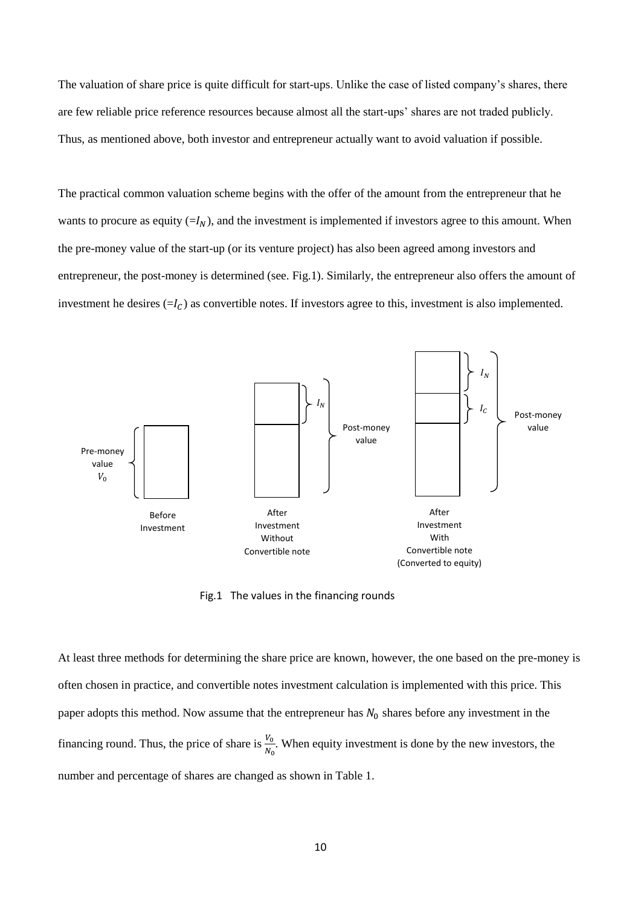The valuation of share price is quite difficult for start-ups. Unlike the case of listed company's shares, there are few reliable price reference resources because almost all the start-ups' shares are not traded publicly. Thus, as mentioned above, both investor and entrepreneur actually want to avoid valuation if possible.

The practical common valuation scheme begins with the offer of the amount from the entrepreneur that he wants to procure as equity (=$I_N$), and the investment is implemented if investors agree to this amount. When the pre-money value of the start-up (or its venture project) has also been agreed among investors and entrepreneur, the post-money is determined (see. Fig.1). Similarly, the entrepreneur also offers the amount of investment he desires (=$I_C$) as convertible notes. If investors agree to this, investment is also implemented.

Fig.1 The values in the financing rounds

At least three methods for determining the share price are known, however, the one based on the pre-money is often chosen in practice, and convertible notes investment calculation is implemented with this price. This paper adopts this method. Now assume that the entrepreneur has $N_0$ shares before any investment in the financing round. Thus, the price of share is $\frac{V_0}{N_0}$. When equity investment is done by the new investors, the number and percentage of shares are changed as shown in Table 1.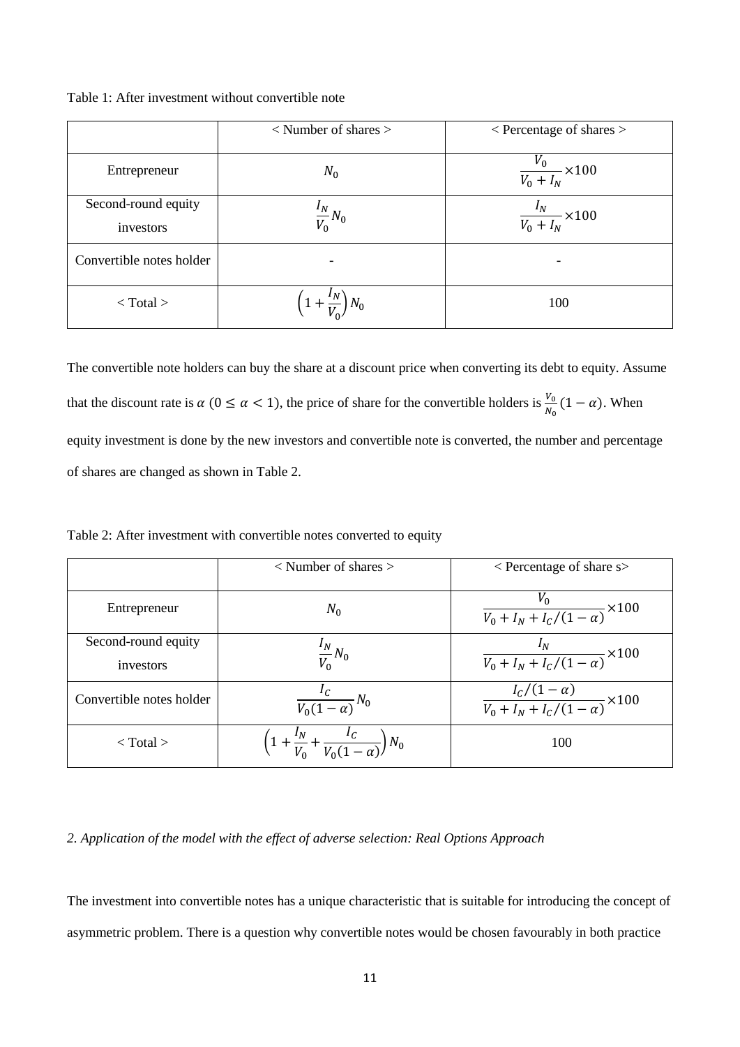Table 1: After investment without convertible note

| | < Number of shares > | < Percentage of shares > |
|---|---|---|
| Entrepreneur | $N_0$ | $\frac{V_0}{V_0 + I_N} \times 100$ |
| Second-round equity investors | $\frac{I_N}{V_0} N_0$ | $\frac{I_N}{V_0 + I_N} \times 100$ |
| Convertible notes holder | - | - |
| < Total > | $\left(1 + \frac{I_N}{V_0}\right) N_0$ | 100 |

The convertible note holders can buy the share at a discount price when converting its debt to equity. Assume that the discount rate is $\alpha$ ($0 \leq \alpha < 1$), the price of share for the convertible holders is $\frac{V_0}{N_0}(1 - \alpha)$. When equity investment is done by the new investors and convertible note is converted, the number and percentage of shares are changed as shown in Table 2.

Table 2: After investment with convertible notes converted to equity

| | < Number of shares > | < Percentage of share s> |
|---|---|---|
| Entrepreneur | $N_0$ | $\frac{V_0}{V_0 + I_N + I_C/(1-\alpha)} \times 100$ |
| Second-round equity investors | $\frac{I_N}{V_0} N_0$ | $\frac{I_N}{V_0 + I_N + I_C/(1-\alpha)} \times 100$ |
| Convertible notes holder | $\frac{I_C}{V_0(1-\alpha)} N_0$ | $\frac{I_C/(1-\alpha)}{V_0 + I_N + I_C/(1-\alpha)} \times 100$ |
| < Total > | $\left(1 + \frac{I_N}{V_0} + \frac{I_C}{V_0(1-\alpha)}\right) N_0$ | 100 |

*2. Application of the model with the effect of adverse selection: Real Options Approach*

The investment into convertible notes has a unique characteristic that is suitable for introducing the concept of asymmetric problem. There is a question why convertible notes would be chosen favourably in both practice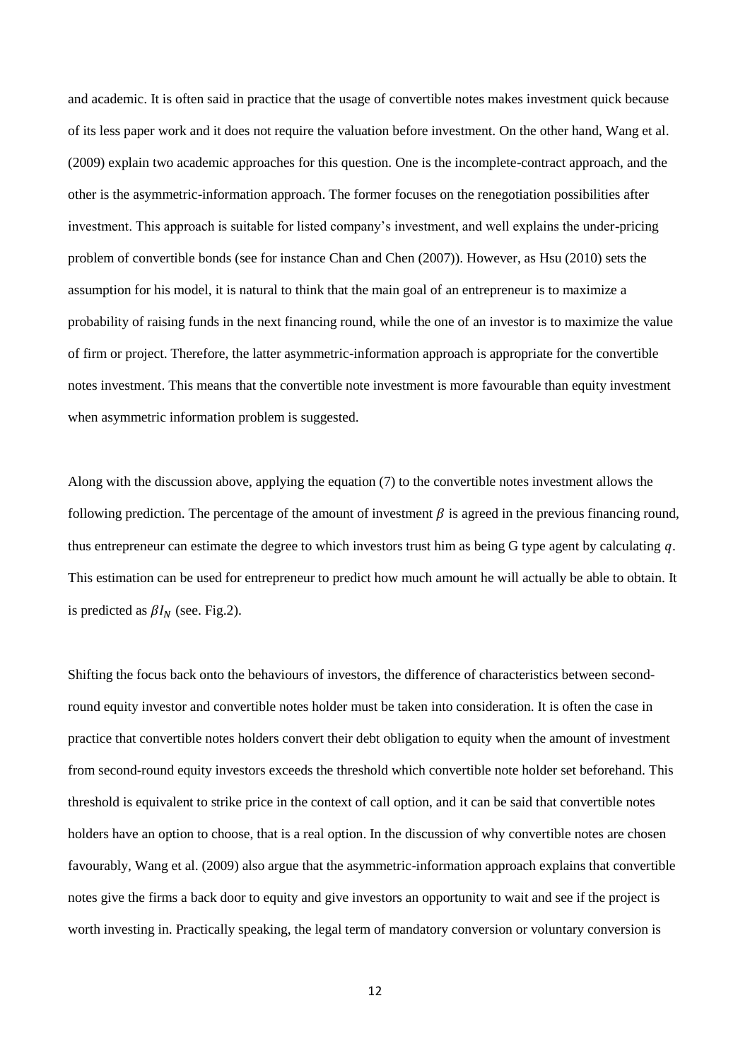and academic. It is often said in practice that the usage of convertible notes makes investment quick because of its less paper work and it does not require the valuation before investment. On the other hand, Wang et al. (2009) explain two academic approaches for this question. One is the incomplete-contract approach, and the other is the asymmetric-information approach. The former focuses on the renegotiation possibilities after investment. This approach is suitable for listed company's investment, and well explains the under-pricing problem of convertible bonds (see for instance Chan and Chen (2007)). However, as Hsu (2010) sets the assumption for his model, it is natural to think that the main goal of an entrepreneur is to maximize a probability of raising funds in the next financing round, while the one of an investor is to maximize the value of firm or project. Therefore, the latter asymmetric-information approach is appropriate for the convertible notes investment. This means that the convertible note investment is more favourable than equity investment when asymmetric information problem is suggested.

Along with the discussion above, applying the equation (7) to the convertible notes investment allows the following prediction. The percentage of the amount of investment $\beta$ is agreed in the previous financing round, thus entrepreneur can estimate the degree to which investors trust him as being G type agent by calculating $q$. This estimation can be used for entrepreneur to predict how much amount he will actually be able to obtain. It is predicted as $\beta I_N$ (see. Fig.2).

Shifting the focus back onto the behaviours of investors, the difference of characteristics between second-round equity investor and convertible notes holder must be taken into consideration. It is often the case in practice that convertible notes holders convert their debt obligation to equity when the amount of investment from second-round equity investors exceeds the threshold which convertible note holder set beforehand. This threshold is equivalent to strike price in the context of call option, and it can be said that convertible notes holders have an option to choose, that is a real option. In the discussion of why convertible notes are chosen favourably, Wang et al. (2009) also argue that the asymmetric-information approach explains that convertible notes give the firms a back door to equity and give investors an opportunity to wait and see if the project is worth investing in. Practically speaking, the legal term of mandatory conversion or voluntary conversion is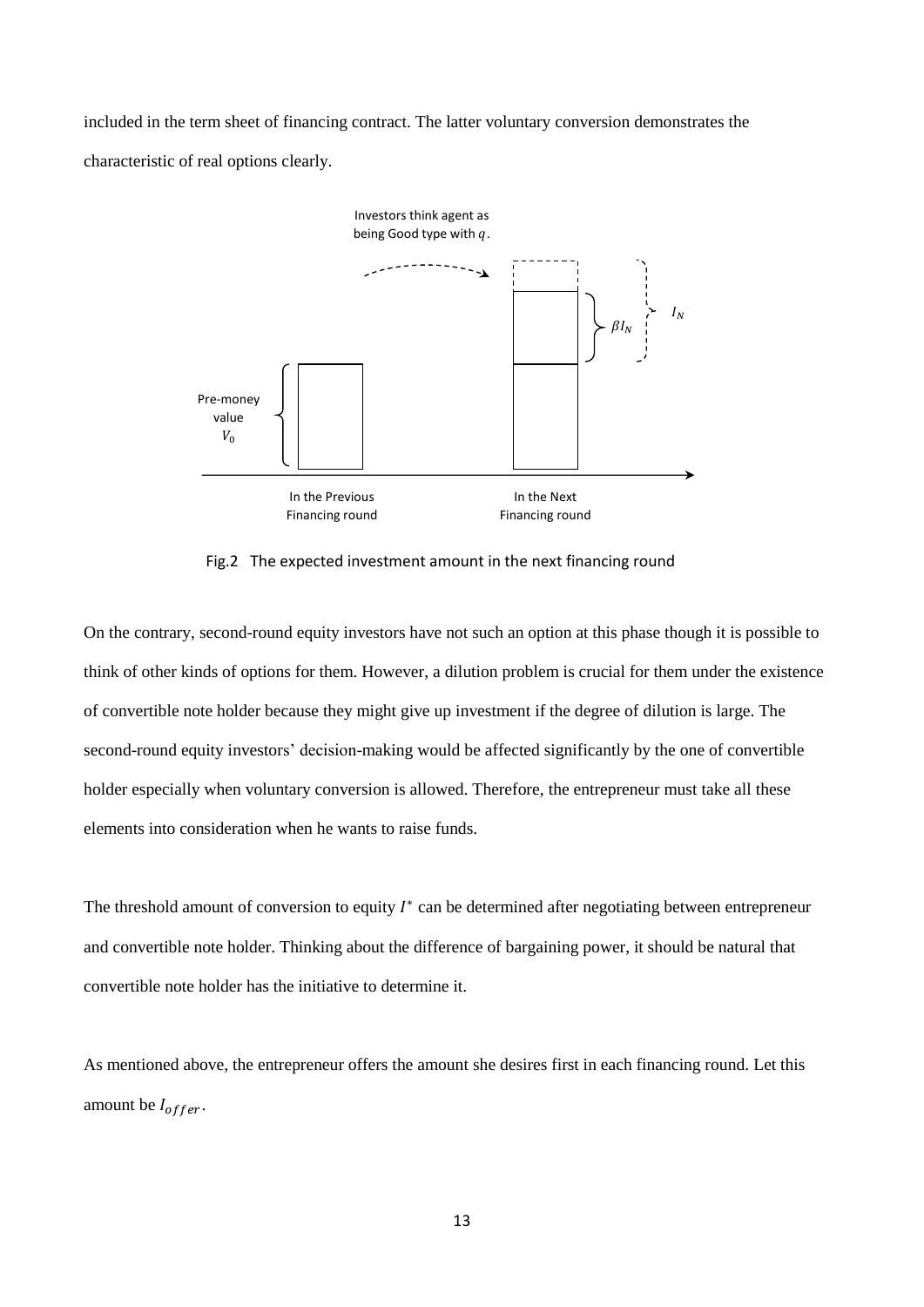included in the term sheet of financing contract. The latter voluntary conversion demonstrates the characteristic of real options clearly.

Fig.2 The expected investment amount in the next financing round

On the contrary, second-round equity investors have not such an option at this phase though it is possible to think of other kinds of options for them. However, a dilution problem is crucial for them under the existence of convertible note holder because they might give up investment if the degree of dilution is large. The second-round equity investors' decision-making would be affected significantly by the one of convertible holder especially when voluntary conversion is allowed. Therefore, the entrepreneur must take all these elements into consideration when he wants to raise funds.

The threshold amount of conversion to equity $I^*$ can be determined after negotiating between entrepreneur and convertible note holder. Thinking about the difference of bargaining power, it should be natural that convertible note holder has the initiative to determine it.

As mentioned above, the entrepreneur offers the amount she desires first in each financing round. Let this amount be $I_{offer}$.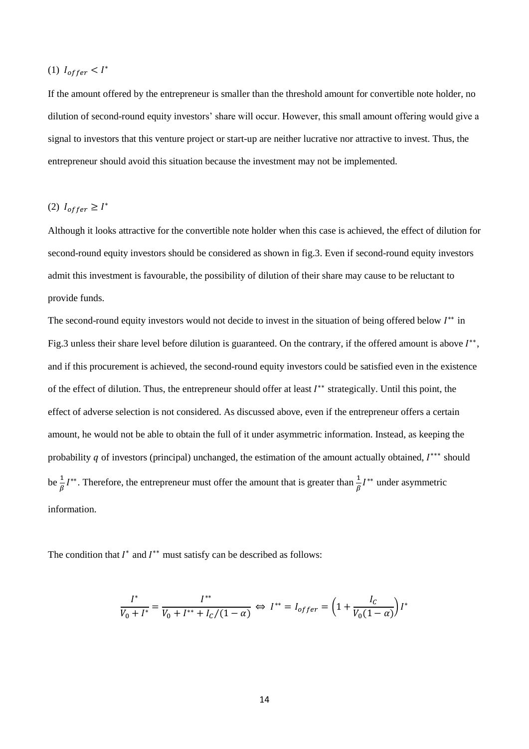(1) $I_{offer} < I^*$

If the amount offered by the entrepreneur is smaller than the threshold amount for convertible note holder, no dilution of second-round equity investors' share will occur. However, this small amount offering would give a signal to investors that this venture project or start-up are neither lucrative nor attractive to invest. Thus, the entrepreneur should avoid this situation because the investment may not be implemented.

(2) $I_{offer} \geq I^*$

Although it looks attractive for the convertible note holder when this case is achieved, the effect of dilution for second-round equity investors should be considered as shown in fig.3. Even if second-round equity investors admit this investment is favourable, the possibility of dilution of their share may cause to be reluctant to provide funds.

The second-round equity investors would not decide to invest in the situation of being offered below $I^{**}$ in Fig.3 unless their share level before dilution is guaranteed. On the contrary, if the offered amount is above $I^{**}$, and if this procurement is achieved, the second-round equity investors could be satisfied even in the existence of the effect of dilution. Thus, the entrepreneur should offer at least $I^{**}$ strategically. Until this point, the effect of adverse selection is not considered. As discussed above, even if the entrepreneur offers a certain amount, he would not be able to obtain the full of it under asymmetric information. Instead, as keeping the probability $q$ of investors (principal) unchanged, the estimation of the amount actually obtained, $I^{***}$ should be $\frac{1}{\beta}I^{**}$. Therefore, the entrepreneur must offer the amount that is greater than $\frac{1}{\beta}I^{**}$ under asymmetric information.

The condition that $I^*$ and $I^{**}$ must satisfy can be described as follows:

$$\frac{I^*}{V_0 + I^*} = \frac{I^{**}}{V_0 + I^{**} + I_C/(1-\alpha)} \Leftrightarrow I^{**} = I_{offer} = \left(1 + \frac{I_C}{V_0(1-\alpha)}\right)I^*$$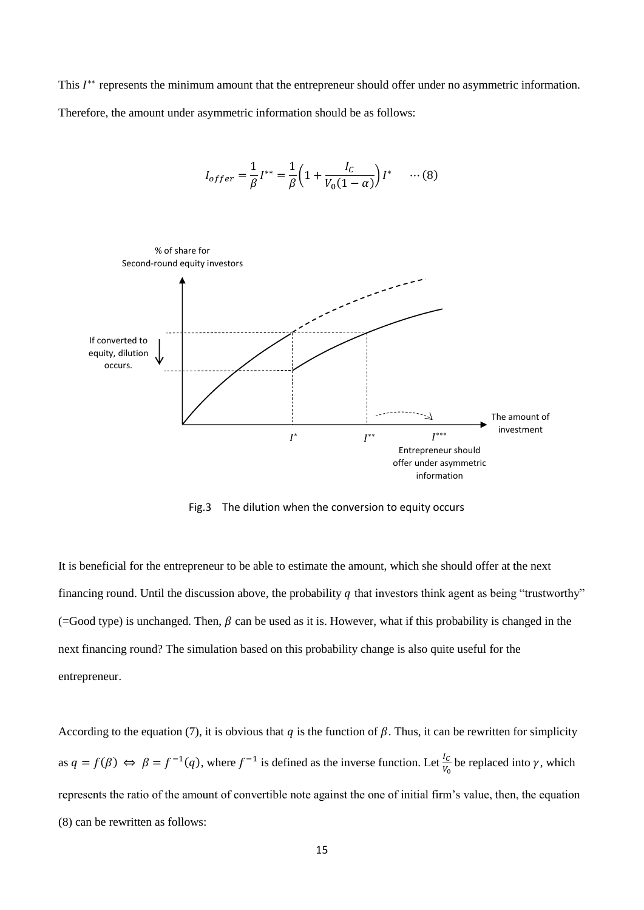This $I^{**}$ represents the minimum amount that the entrepreneur should offer under no asymmetric information. Therefore, the amount under asymmetric information should be as follows:

$$I_{offer} = \frac{1}{\beta} I^{**} = \frac{1}{\beta}\left(1 + \frac{I_C}{V_0(1-\alpha)}\right) I^{*} \quad \cdots (8)$$

Fig.3 The dilution when the conversion to equity occurs

It is beneficial for the entrepreneur to be able to estimate the amount, which she should offer at the next financing round. Until the discussion above, the probability $q$ that investors think agent as being "trustworthy" (=Good type) is unchanged. Then, $\beta$ can be used as it is. However, what if this probability is changed in the next financing round? The simulation based on this probability change is also quite useful for the entrepreneur.

According to the equation (7), it is obvious that $q$ is the function of $\beta$. Thus, it can be rewritten for simplicity as $q = f(\beta) \Leftrightarrow \beta = f^{-1}(q)$, where $f^{-1}$ is defined as the inverse function. Let $\frac{I_C}{V_0}$ be replaced into $\gamma$, which represents the ratio of the amount of convertible note against the one of initial firm's value, then, the equation (8) can be rewritten as follows: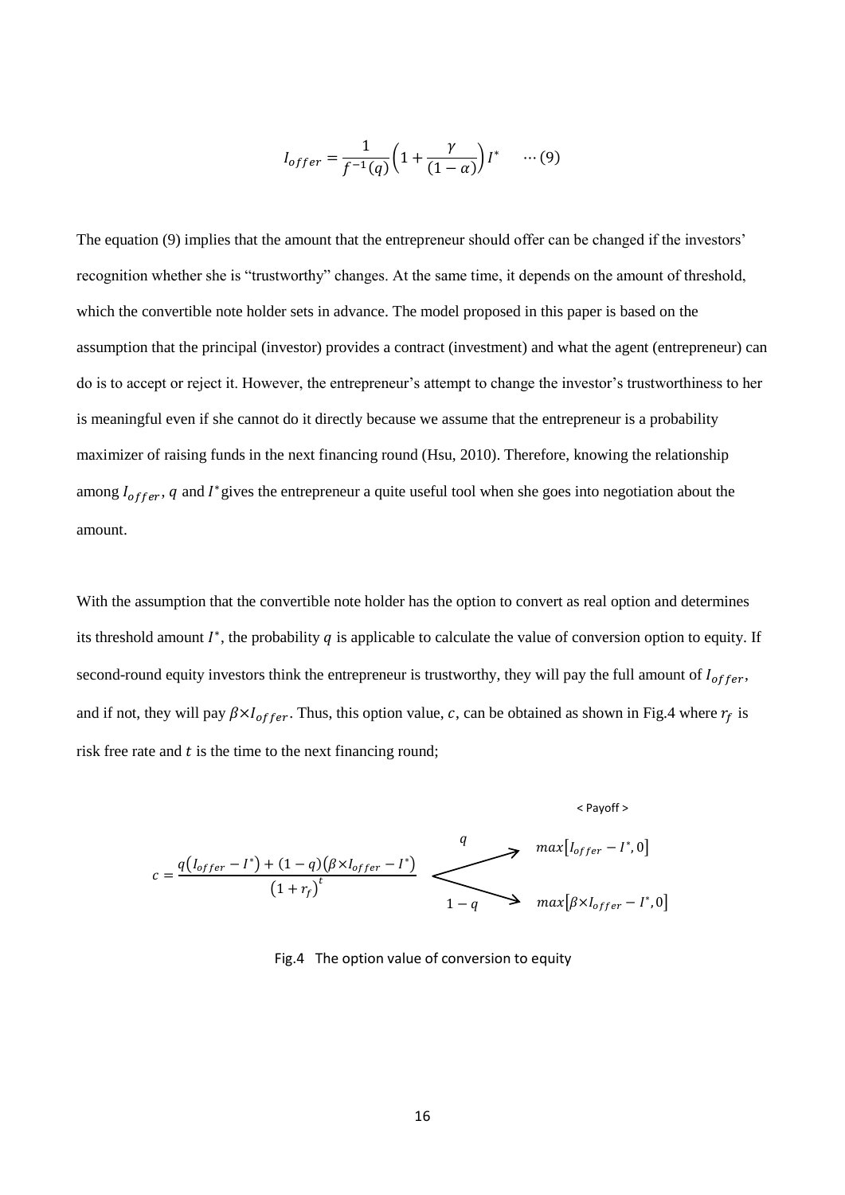$$I_{offer} = \frac{1}{f^{-1}(q)}\left(1 + \frac{\gamma}{(1-\alpha)}\right)I^{*} \quad \cdots (9)$$

The equation (9) implies that the amount that the entrepreneur should offer can be changed if the investors' recognition whether she is "trustworthy" changes. At the same time, it depends on the amount of threshold, which the convertible note holder sets in advance. The model proposed in this paper is based on the assumption that the principal (investor) provides a contract (investment) and what the agent (entrepreneur) can do is to accept or reject it. However, the entrepreneur's attempt to change the investor's trustworthiness to her is meaningful even if she cannot do it directly because we assume that the entrepreneur is a probability maximizer of raising funds in the next financing round (Hsu, 2010). Therefore, knowing the relationship among $I_{offer}$, $q$ and $I^{*}$ gives the entrepreneur a quite useful tool when she goes into negotiation about the amount.

With the assumption that the convertible note holder has the option to convert as real option and determines its threshold amount $I^{*}$, the probability $q$ is applicable to calculate the value of conversion option to equity. If second-round equity investors think the entrepreneur is trustworthy, they will pay the full amount of $I_{offer}$, and if not, they will pay $\beta \times I_{offer}$. Thus, this option value, $c$, can be obtained as shown in Fig.4 where $r_f$ is risk free rate and $t$ is the time to the next financing round;

< Payoff >

$$c = \frac{q\left(I_{offer} - I^{*}\right) + (1-q)\left(\beta \times I_{offer} - I^{*}\right)}{\left(1 + r_f\right)^{t}}$$

With probability $q$: $max\left[I_{offer} - I^{*}, 0\right]$

With probability $1-q$: $max\left[\beta \times I_{offer} - I^{*}, 0\right]$

Fig.4 The option value of conversion to equity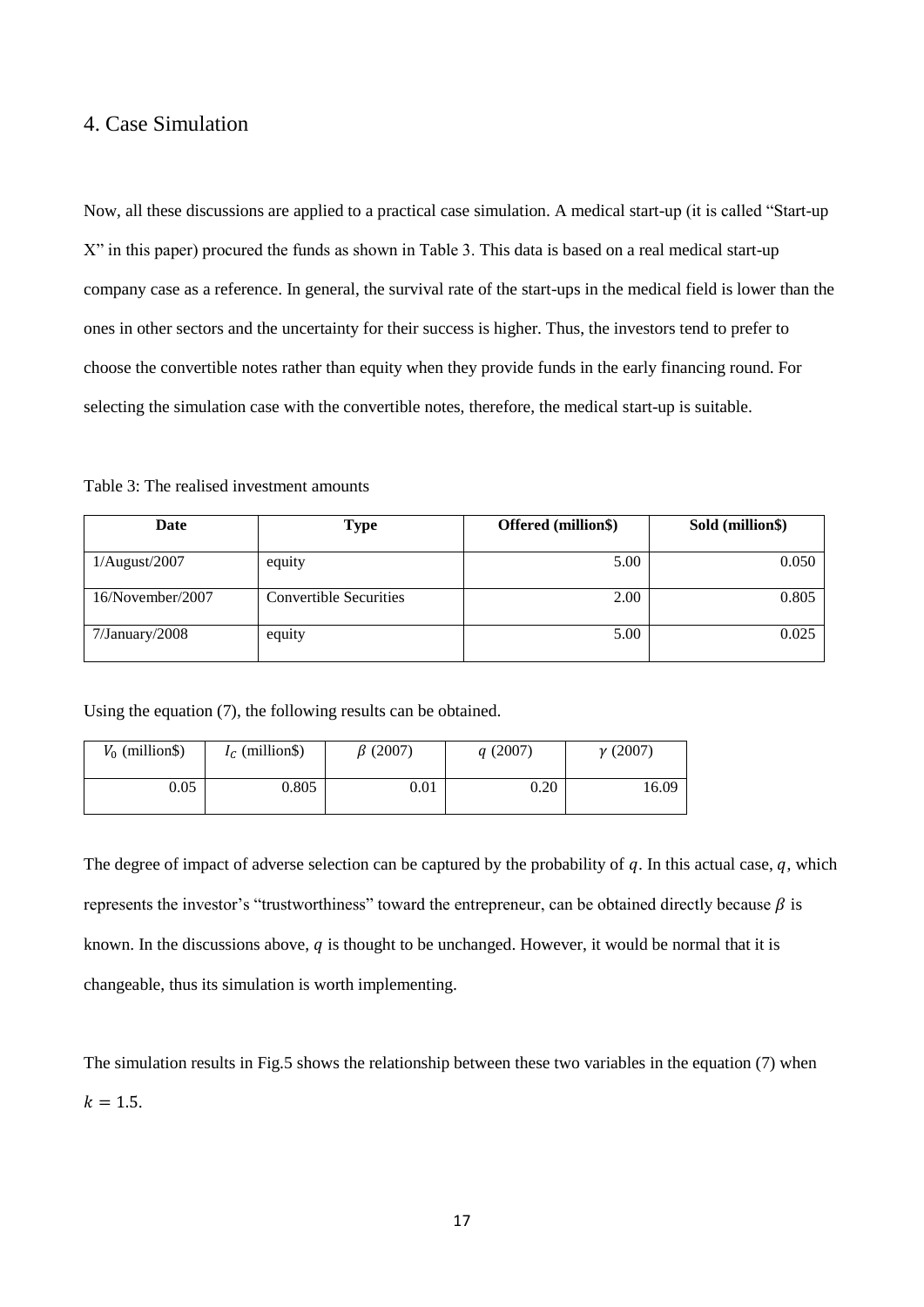## 4. Case Simulation

Now, all these discussions are applied to a practical case simulation. A medical start-up (it is called "Start-up X" in this paper) procured the funds as shown in Table 3. This data is based on a real medical start-up company case as a reference. In general, the survival rate of the start-ups in the medical field is lower than the ones in other sectors and the uncertainty for their success is higher. Thus, the investors tend to prefer to choose the convertible notes rather than equity when they provide funds in the early financing round. For selecting the simulation case with the convertible notes, therefore, the medical start-up is suitable.

Table 3: The realised investment amounts

| Date | Type | Offered (million$) | Sold (million$) |
|---|---|---|---|
| 1/August/2007 | equity | 5.00 | 0.050 |
| 16/November/2007 | Convertible Securities | 2.00 | 0.805 |
| 7/January/2008 | equity | 5.00 | 0.025 |

Using the equation (7), the following results can be obtained.

| $V_0$ (million$) | $I_C$ (million$) | $\beta$ (2007) | $q$ (2007) | $\gamma$ (2007) |
|---|---|---|---|---|
| 0.05 | 0.805 | 0.01 | 0.20 | 16.09 |

The degree of impact of adverse selection can be captured by the probability of $q$. In this actual case, $q$, which represents the investor's "trustworthiness" toward the entrepreneur, can be obtained directly because $\beta$ is known. In the discussions above, $q$ is thought to be unchanged. However, it would be normal that it is changeable, thus its simulation is worth implementing.

The simulation results in Fig.5 shows the relationship between these two variables in the equation (7) when $k = 1.5$.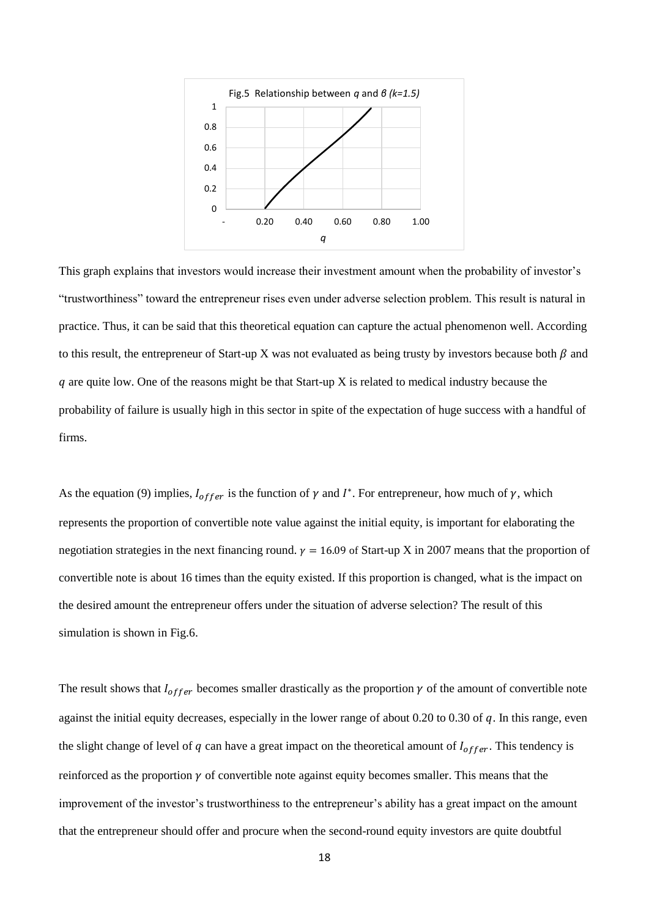Fig.5 Relationship between $q$ and $\beta$ $(k=1.5)$

This graph explains that investors would increase their investment amount when the probability of investor's "trustworthiness" toward the entrepreneur rises even under adverse selection problem. This result is natural in practice. Thus, it can be said that this theoretical equation can capture the actual phenomenon well. According to this result, the entrepreneur of Start-up X was not evaluated as being trusty by investors because both $\beta$ and $q$ are quite low. One of the reasons might be that Start-up X is related to medical industry because the probability of failure is usually high in this sector in spite of the expectation of huge success with a handful of firms.

As the equation (9) implies, $I_{offer}$ is the function of $\gamma$ and $I^*$. For entrepreneur, how much of $\gamma$, which represents the proportion of convertible note value against the initial equity, is important for elaborating the negotiation strategies in the next financing round. $\gamma = 16.09$ of Start-up X in 2007 means that the proportion of convertible note is about 16 times than the equity existed. If this proportion is changed, what is the impact on the desired amount the entrepreneur offers under the situation of adverse selection? The result of this simulation is shown in Fig.6.

The result shows that $I_{offer}$ becomes smaller drastically as the proportion $\gamma$ of the amount of convertible note against the initial equity decreases, especially in the lower range of about 0.20 to 0.30 of $q$. In this range, even the slight change of level of $q$ can have a great impact on the theoretical amount of $I_{offer}$. This tendency is reinforced as the proportion $\gamma$ of convertible note against equity becomes smaller. This means that the improvement of the investor's trustworthiness to the entrepreneur's ability has a great impact on the amount that the entrepreneur should offer and procure when the second-round equity investors are quite doubtful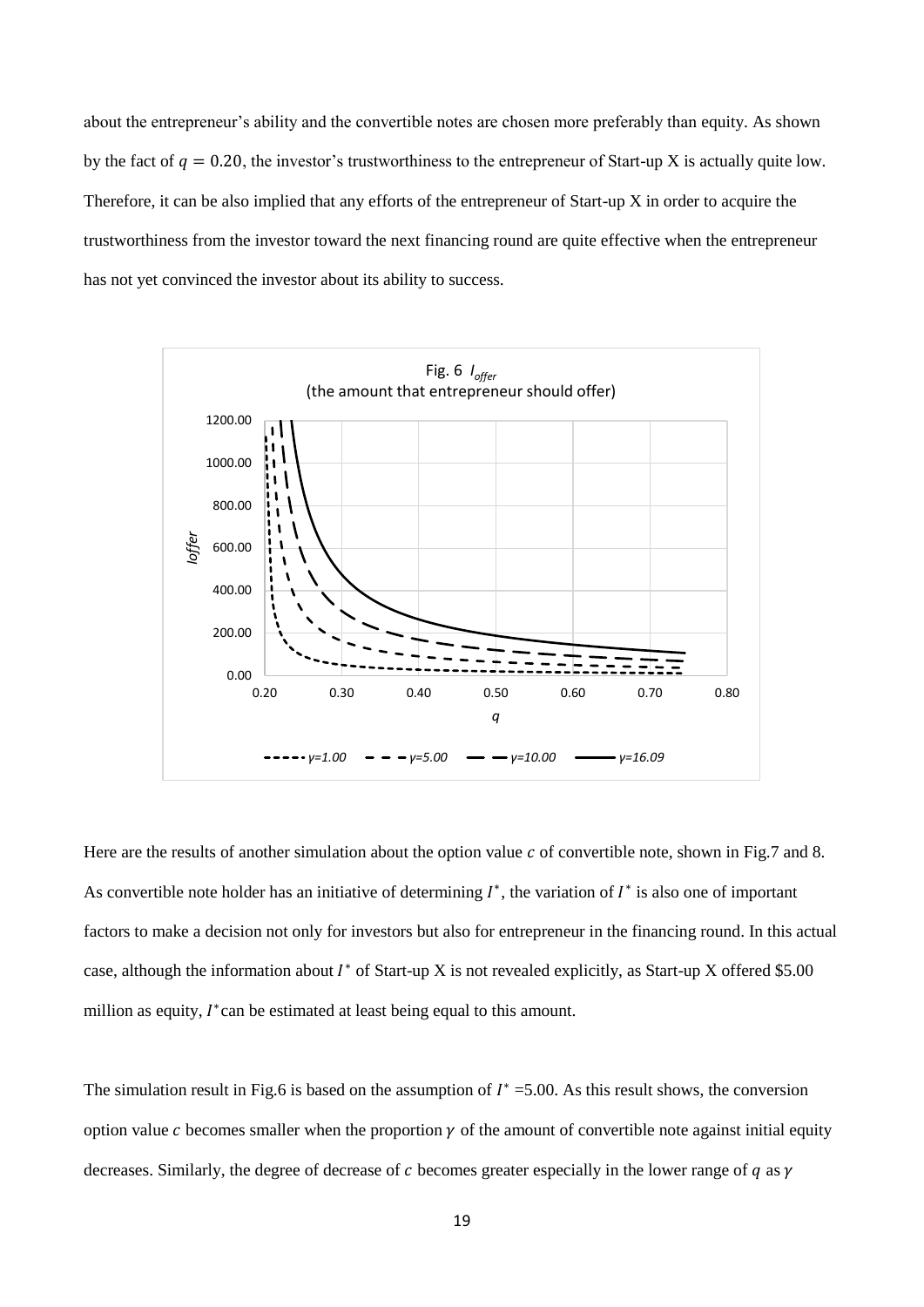about the entrepreneur's ability and the convertible notes are chosen more preferably than equity. As shown by the fact of $q = 0.20$, the investor's trustworthiness to the entrepreneur of Start-up X is actually quite low. Therefore, it can be also implied that any efforts of the entrepreneur of Start-up X in order to acquire the trustworthiness from the investor toward the next financing round are quite effective when the entrepreneur has not yet convinced the investor about its ability to success.

Fig. 6 $I_{offer}$ (the amount that entrepreneur should offer)

Here are the results of another simulation about the option value $c$ of convertible note, shown in Fig.7 and 8. As convertible note holder has an initiative of determining $I^*$, the variation of $I^*$ is also one of important factors to make a decision not only for investors but also for entrepreneur in the financing round. In this actual case, although the information about $I^*$ of Start-up X is not revealed explicitly, as Start-up X offered \$5.00 million as equity, $I^*$ can be estimated at least being equal to this amount.

The simulation result in Fig.6 is based on the assumption of $I^* = 5.00$. As this result shows, the conversion option value $c$ becomes smaller when the proportion $\gamma$ of the amount of convertible note against initial equity decreases. Similarly, the degree of decrease of $c$ becomes greater especially in the lower range of $q$ as $\gamma$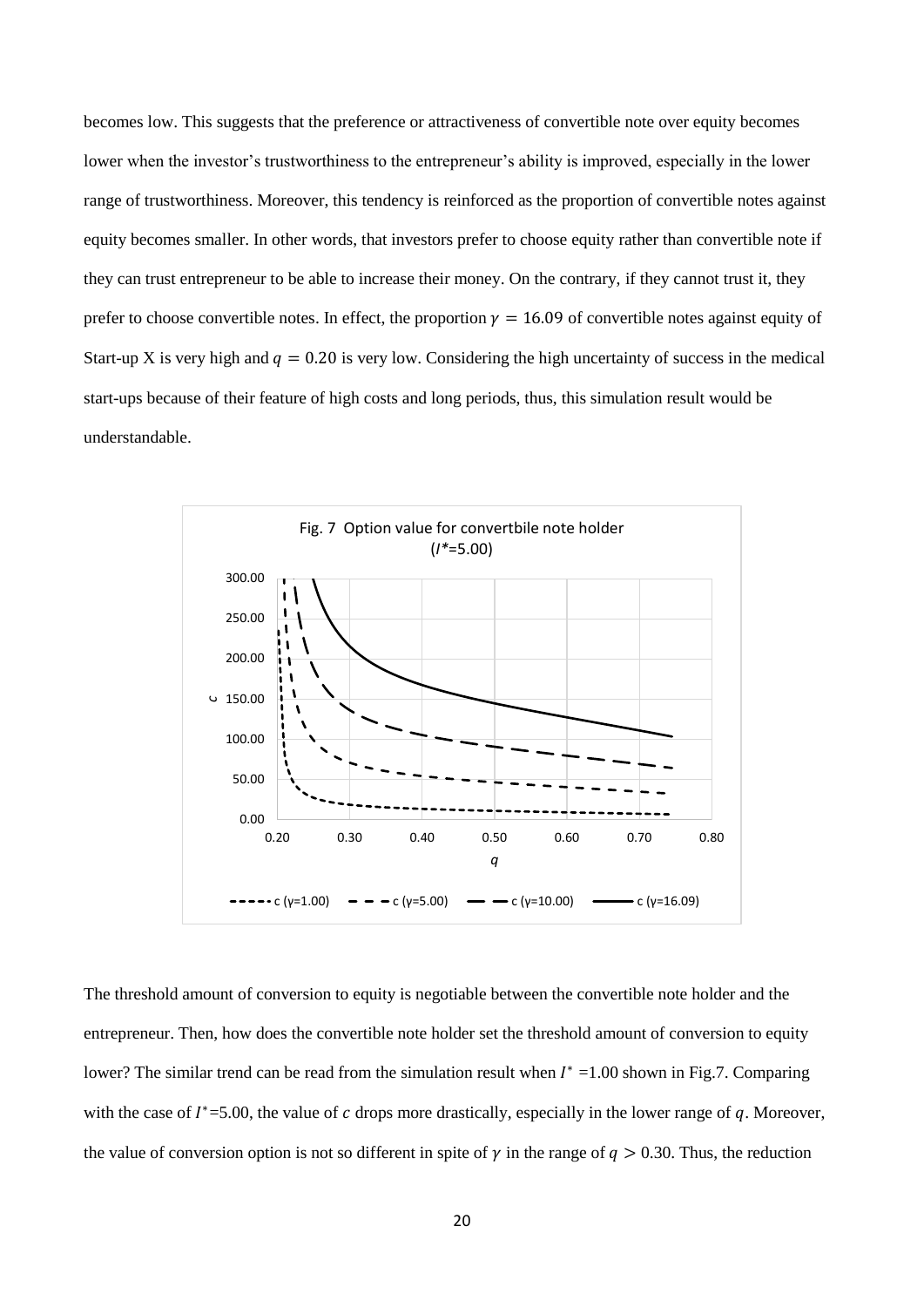becomes low. This suggests that the preference or attractiveness of convertible note over equity becomes lower when the investor's trustworthiness to the entrepreneur's ability is improved, especially in the lower range of trustworthiness. Moreover, this tendency is reinforced as the proportion of convertible notes against equity becomes smaller. In other words, that investors prefer to choose equity rather than convertible note if they can trust entrepreneur to be able to increase their money. On the contrary, if they cannot trust it, they prefer to choose convertible notes. In effect, the proportion $\gamma = 16.09$ of convertible notes against equity of Start-up X is very high and $q = 0.20$ is very low. Considering the high uncertainty of success in the medical start-ups because of their feature of high costs and long periods, thus, this simulation result would be understandable.

Fig. 7 Option value for convertbile note holder ($I$*=5.00)

The threshold amount of conversion to equity is negotiable between the convertible note holder and the entrepreneur. Then, how does the convertible note holder set the threshold amount of conversion to equity lower? The similar trend can be read from the simulation result when $I^*$ =1.00 shown in Fig.7. Comparing with the case of $I^*$=5.00, the value of $c$ drops more drastically, especially in the lower range of $q$. Moreover, the value of conversion option is not so different in spite of $\gamma$ in the range of $q > 0.30$. Thus, the reduction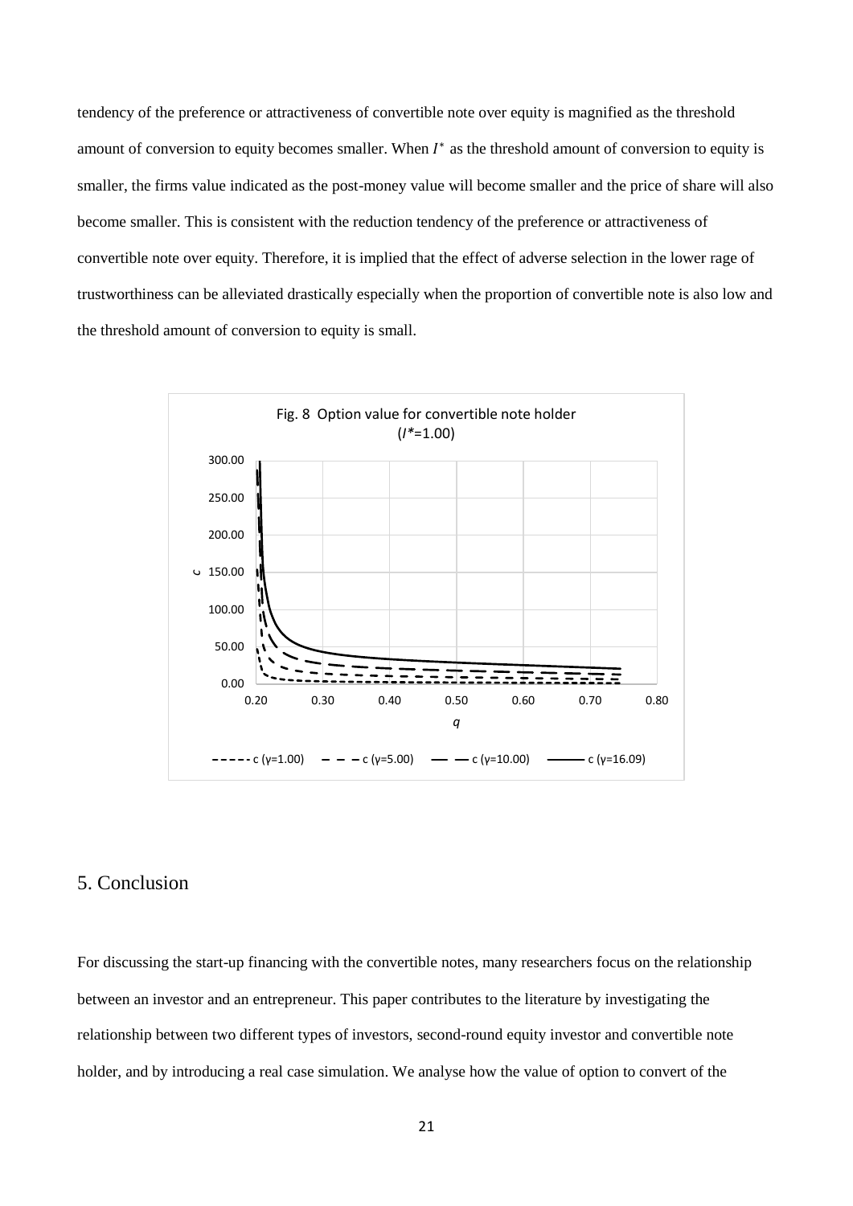tendency of the preference or attractiveness of convertible note over equity is magnified as the threshold amount of conversion to equity becomes smaller. When $I^*$ as the threshold amount of conversion to equity is smaller, the firms value indicated as the post-money value will become smaller and the price of share will also become smaller. This is consistent with the reduction tendency of the preference or attractiveness of convertible note over equity. Therefore, it is implied that the effect of adverse selection in the lower rage of trustworthiness can be alleviated drastically especially when the proportion of convertible note is also low and the threshold amount of conversion to equity is small.

Fig. 8 Option value for convertible note holder ($I^*$=1.00)

## 5. Conclusion

For discussing the start-up financing with the convertible notes, many researchers focus on the relationship between an investor and an entrepreneur. This paper contributes to the literature by investigating the relationship between two different types of investors, second-round equity investor and convertible note holder, and by introducing a real case simulation. We analyse how the value of option to convert of the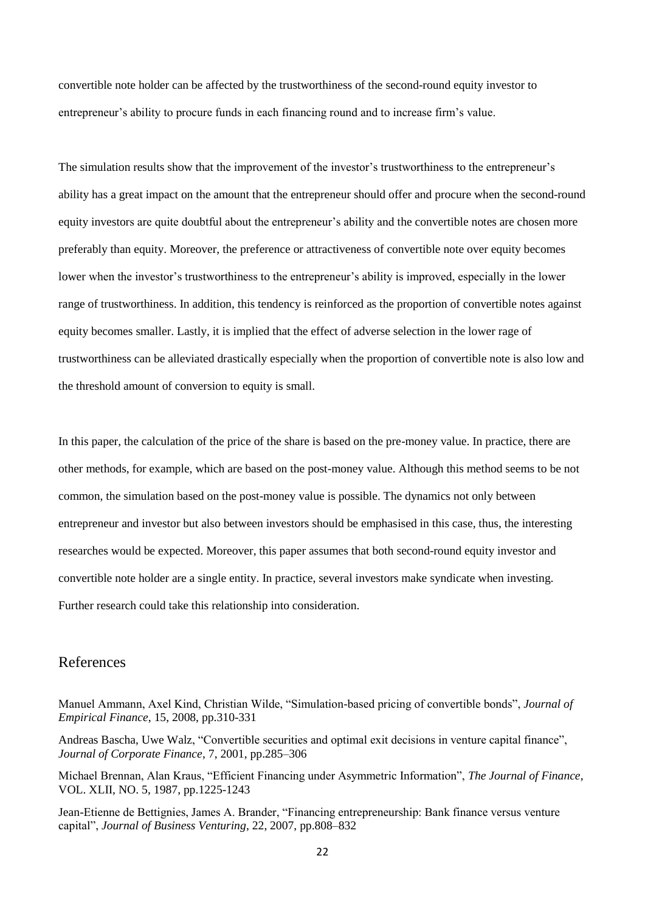convertible note holder can be affected by the trustworthiness of the second-round equity investor to entrepreneur's ability to procure funds in each financing round and to increase firm's value.

The simulation results show that the improvement of the investor's trustworthiness to the entrepreneur's ability has a great impact on the amount that the entrepreneur should offer and procure when the second-round equity investors are quite doubtful about the entrepreneur's ability and the convertible notes are chosen more preferably than equity. Moreover, the preference or attractiveness of convertible note over equity becomes lower when the investor's trustworthiness to the entrepreneur's ability is improved, especially in the lower range of trustworthiness. In addition, this tendency is reinforced as the proportion of convertible notes against equity becomes smaller. Lastly, it is implied that the effect of adverse selection in the lower rage of trustworthiness can be alleviated drastically especially when the proportion of convertible note is also low and the threshold amount of conversion to equity is small.

In this paper, the calculation of the price of the share is based on the pre-money value. In practice, there are other methods, for example, which are based on the post-money value. Although this method seems to be not common, the simulation based on the post-money value is possible. The dynamics not only between entrepreneur and investor but also between investors should be emphasised in this case, thus, the interesting researches would be expected. Moreover, this paper assumes that both second-round equity investor and convertible note holder are a single entity. In practice, several investors make syndicate when investing. Further research could take this relationship into consideration.

## References

Manuel Ammann, Axel Kind, Christian Wilde, "Simulation-based pricing of convertible bonds", *Journal of Empirical Finance*, 15, 2008, pp.310-331

Andreas Bascha, Uwe Walz, "Convertible securities and optimal exit decisions in venture capital finance", *Journal of Corporate Finance*, 7, 2001, pp.285–306

Michael Brennan, Alan Kraus, "Efficient Financing under Asymmetric Information", *The Journal of Finance*, VOL. XLII, NO. 5, 1987, pp.1225-1243

Jean-Etienne de Bettignies, James A. Brander, "Financing entrepreneurship: Bank finance versus venture capital", *Journal of Business Venturing*, 22, 2007, pp.808–832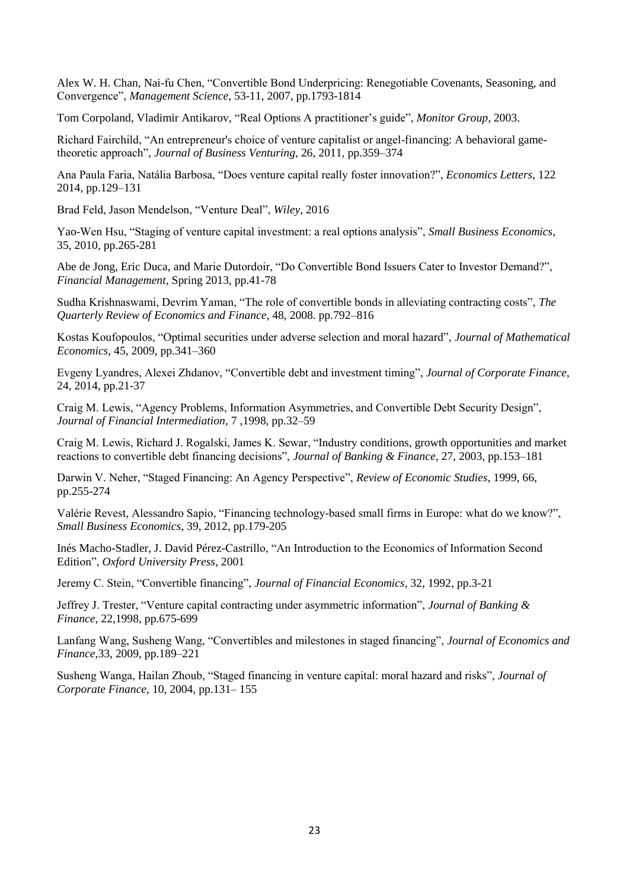Alex W. H. Chan, Nai-fu Chen, "Convertible Bond Underpricing: Renegotiable Covenants, Seasoning, and Convergence", *Management Science*, 53-11, 2007, pp.1793-1814

Tom Corpoland, Vladimir Antikarov, "Real Options A practitioner's guide", *Monitor Group*, 2003.

Richard Fairchild, "An entrepreneur's choice of venture capitalist or angel-financing: A behavioral game-theoretic approach", *Journal of Business Venturing*, 26, 2011, pp.359–374

Ana Paula Faria, Natália Barbosa, "Does venture capital really foster innovation?", *Economics Letters*, 122 2014, pp.129–131

Brad Feld, Jason Mendelson, "Venture Deal", *Wiley*, 2016

Yao-Wen Hsu, "Staging of venture capital investment: a real options analysis", *Small Business Economics*, 35, 2010, pp.265-281

Abe de Jong, Eric Duca, and Marie Dutordoir, "Do Convertible Bond Issuers Cater to Investor Demand?", *Financial Management*, Spring 2013, pp.41-78

Sudha Krishnaswami, Devrim Yaman, "The role of convertible bonds in alleviating contracting costs", *The Quarterly Review of Economics and Finance*, 48, 2008. pp.792–816

Kostas Koufopoulos, "Optimal securities under adverse selection and moral hazard", *Journal of Mathematical Economics*, 45, 2009, pp.341–360

Evgeny Lyandres, Alexei Zhdanov, "Convertible debt and investment timing", *Journal of Corporate Finance*, 24, 2014, pp.21-37

Craig M. Lewis, "Agency Problems, Information Asymmetries, and Convertible Debt Security Design", *Journal of Financial Intermediation*, 7 ,1998, pp.32–59

Craig M. Lewis, Richard J. Rogalski, James K. Sewar, "Industry conditions, growth opportunities and market reactions to convertible debt financing decisions", *Journal of Banking & Finance*, 27, 2003, pp.153–181

Darwin V. Neher, "Staged Financing: An Agency Perspective", *Review of Economic Studies*, 1999, 66, pp.255-274

Valérie Revest, Alessandro Sapio, "Financing technology-based small firms in Europe: what do we know?", *Small Business Economics*, 39, 2012, pp.179-205

Inés Macho-Stadler, J. David Pérez-Castrillo, "An Introduction to the Economics of Information Second Edition", *Oxford University Press*, 2001

Jeremy C. Stein, "Convertible financing", *Journal of Financial Economics*, 32, 1992, pp.3-21

Jeffrey J. Trester, "Venture capital contracting under asymmetric information", *Journal of Banking & Finance*, 22,1998, pp.675-699

Lanfang Wang, Susheng Wang, "Convertibles and milestones in staged financing", *Journal of Economics and Finance*,33, 2009, pp.189–221

Susheng Wanga, Hailan Zhoub, "Staged financing in venture capital: moral hazard and risks", *Journal of Corporate Finance*, 10, 2004, pp.131– 155